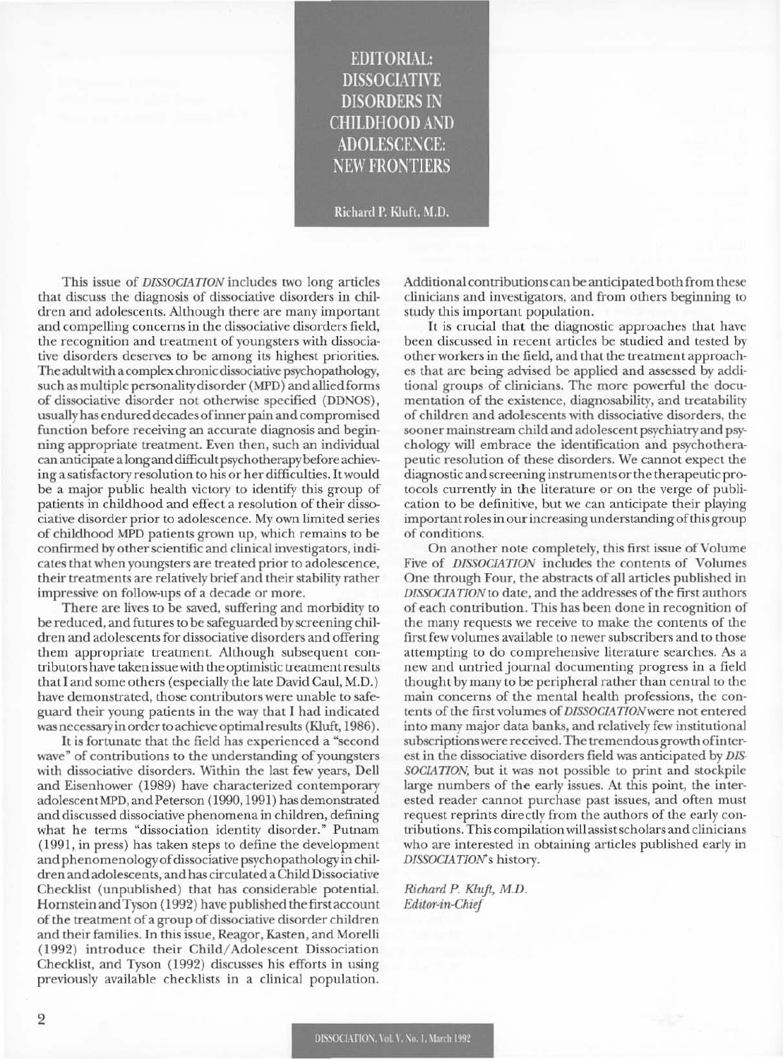# EDITORIAL: DISSOCIATIVE DISORDERS IN CHILDHOOD AND ADOLESCENCE: NEW FRONTIERS

Richard P. Kluft, M.D.

This issue of *DISSOCIATION* includes two long articles that discuss the diagnosis of dissociative disorders in children and adolescents. Although there are many important and compelling concerns in the dissociative disorders field, the recognition and treatment of youngsters with dissociative disorders deserves to be among its highest priorities. The adult with a complex chronic dissociative psychopathology, such as multiple personality disorder (MPD) and allied forms of dissociative disorder not otherwise specified (DDNOS), usually has endured decades of inner pain and compromised function before receiving an accurate diagnosis and beginning appropriate treatment. Even then, such an individual can anticipate a long and difficult psychotherapy before achieving a satisfactory resolution to his or her difficulties. It would be a major public health victory to identify this group of patients in childhood and effect a resolution of their dissociative disorder prior to adolescence. My own limited series of childhood MPD patients grown up, which remains to be confirmed by other scientific and clinical investigators, indicates that when youngsters are treated prior to adolescence, their treatments are relatively brief and their stability rather impressive on follow-ups of a decade or more.

There are lives to be saved, suffering and morbidity to be reduced, and futures to be safeguarded by screening children and adolescents for dissociative disorders and offering them appropriate treatment. Although subsequent contributors have taken issue with the optimistic treatment results that I and some others (especially the late David Caul, M.D.) have demonstrated, those contributors were unable to safeguard their young patients in the way that I had indicated was necessary in order to achieve optimal results (Kluft, 1986).

It is fortunate that the field has experienced a "second wave" of contributions to the understanding of youngsters with dissociative disorders. Within the last few years, Dell and Eisenhower (1989) have characterized contemporary adolescent MPD, and Peterson (1990, 1991) has demonstrated and discussed dissociative phenomena in children, defining what he terms "dissociation identity disorder." Putnam (1991, in press) has taken steps to define the development and phenomenology of dissociative psychopathology in children and adolescents, and has circulated a Child Dissociative Checklist (unpublished) that has considerable potential. Hornstein and Tyson (1992) have published the first account of the treatment of a group of dissociative disorder children and their families. In this issue, Reagor, Kasten, and Morelli (1992) introduce their Child/Adolescent Dissociation Checklist, and Tyson (1992) discusses his efforts in using previously available checklists in a clinical population. Additional contributions can be anticipated both from these clinicians and investigators, and from others beginning to study this important population.

It is crucial that the diagnostic approaches that have been discussed in recent articles be studied and tested by other workers in the field, and that the treatment approaches that are being advised be applied and assessed by additional groups of clinicians. The more powerful the documentation of the existence, diagnosability, and treatability of children and adolescents with dissociative disorders, the sooner mainstream child and adolescent psychiatry and psychology will embrace the identification and psychotherapeutic resolution of these disorders. We cannot expect the diagnostic and screening instruments or the therapeutic protocols currently in the literature or on the verge of publication to be definitive, but we can anticipate their playing important roles in our increasing understanding of this group of conditions.

On another note completely, this first issue of Volume Five of *DISSOCIATION* includes the contents of Volumes One through Four, the abstracts of all articles published in *DISSOCIATION* to date, and the addresses of the first authors of each contribution. This has been done in recognition of the many requests we receive to make the contents of the first few volumes available to newer subscribers and to those attempting to do comprehensive literature searches. As a new and untried journal documenting progress in a field thought by many to be peripheral rather than central to the main concerns of the mental health professions, the contents of the first volumes of *DISSOCIATION* were not entered into many major data banks, and relatively few institutional subscriptions were received. The tremendous growth of interest in the dissociative disorders field was anticipated by *DISSOCIATION*, but it was not possible to print and stockpile large numbers of the early issues. At this point, the interested reader cannot purchase past issues, and often must request reprints directly from the authors of the early contributions. This compilation will assist scholars and clinicians who are interested in obtaining articles published early in *DISSOCIATION*'s history.

*Richard P. Kluft, M.D.*
*Editor-in-Chief*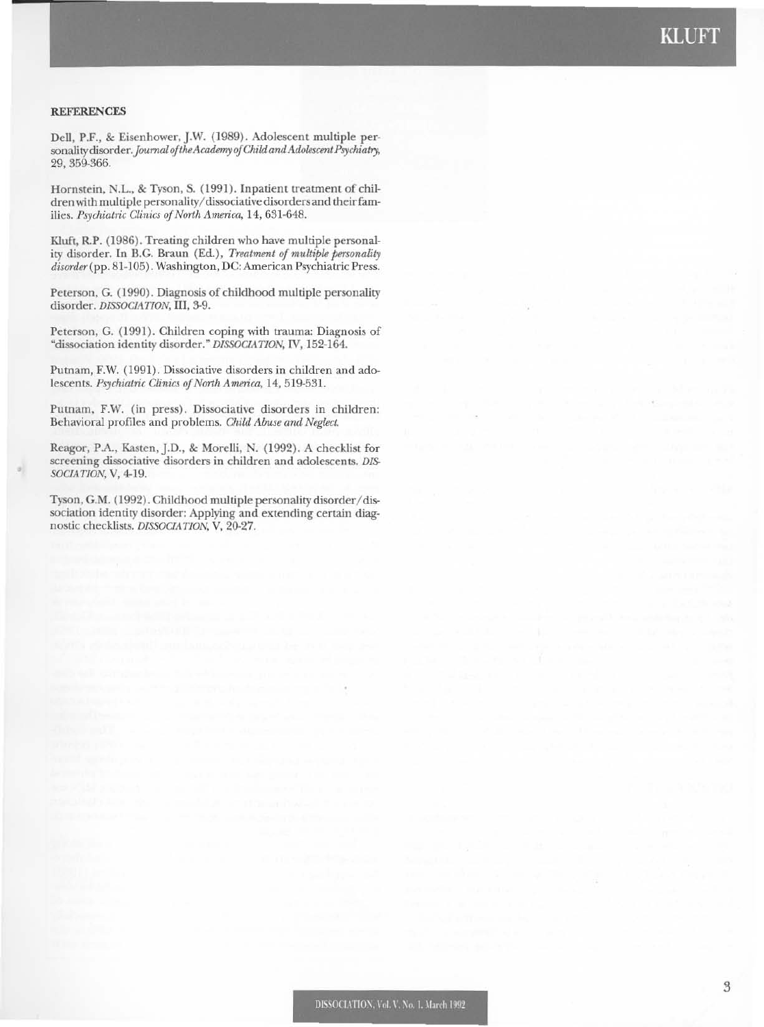**REFERENCES**

Dell, P.F., & Eisenhower, J.W. (1989). Adolescent multiple personality disorder. *Journal of the Academy of Child and Adolescent Psychiatry*, 29, 359-366.

Hornstein, N.L., & Tyson, S. (1991). Inpatient treatment of children with multiple personality/dissociative disorders and their families. *Psychiatric Clinics of North America*, 14, 631-648.

Kluft, R.P. (1986). Treating children who have multiple personality disorder. In B.G. Braun (Ed.), *Treatment of multiple personality disorder* (pp. 81-105). Washington, DC: American Psychiatric Press.

Peterson, G. (1990). Diagnosis of childhood multiple personality disorder. *DISSOCIATION*, III, 3-9.

Peterson, G. (1991). Children coping with trauma: Diagnosis of "dissociation identity disorder." *DISSOCIATION*, IV, 152-164.

Putnam, F.W. (1991). Dissociative disorders in children and adolescents. *Psychiatric Clinics of North America*, 14, 519-531.

Putnam, F.W. (in press). Dissociative disorders in children: Behavioral profiles and problems. *Child Abuse and Neglect.*

Reagor, P.A., Kasten, J.D., & Morelli, N. (1992). A checklist for screening dissociative disorders in children and adolescents. *DISSOCIATION*, V, 4-19.

Tyson, G.M. (1992). Childhood multiple personality disorder/dissociation identity disorder: Applying and extending certain diagnostic checklists. *DISSOCIATION*, V, 20-27.